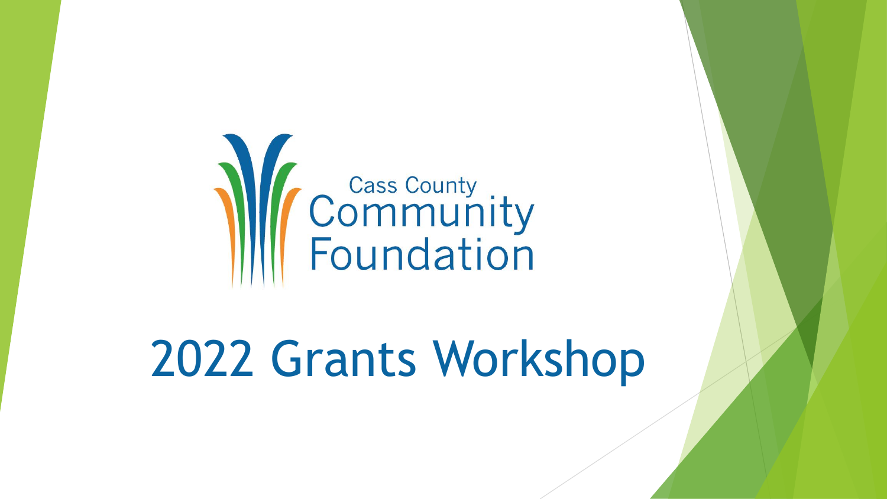Cass County Community Foundation

# 2022 Grants Workshop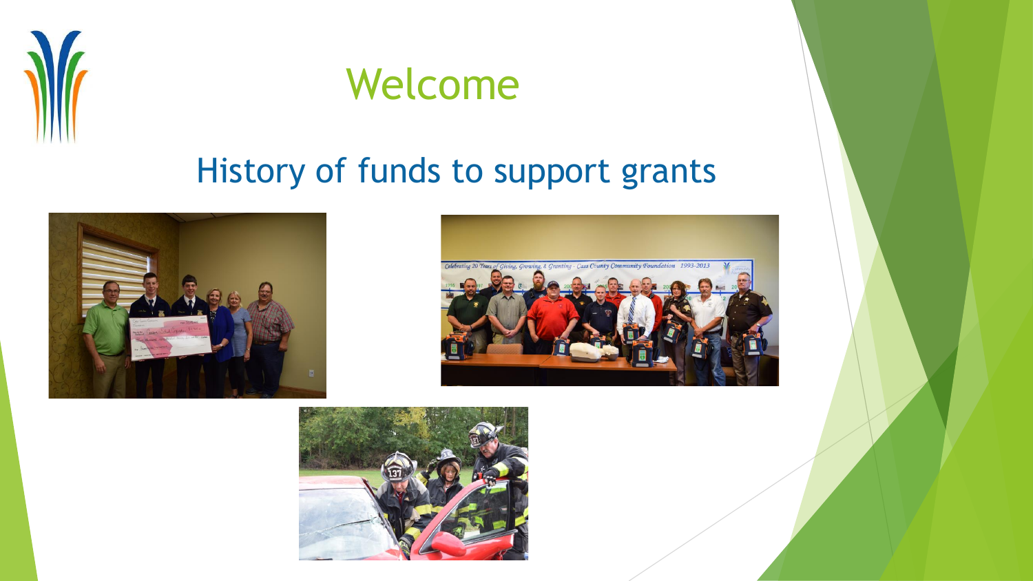# Welcome

## History of funds to support grants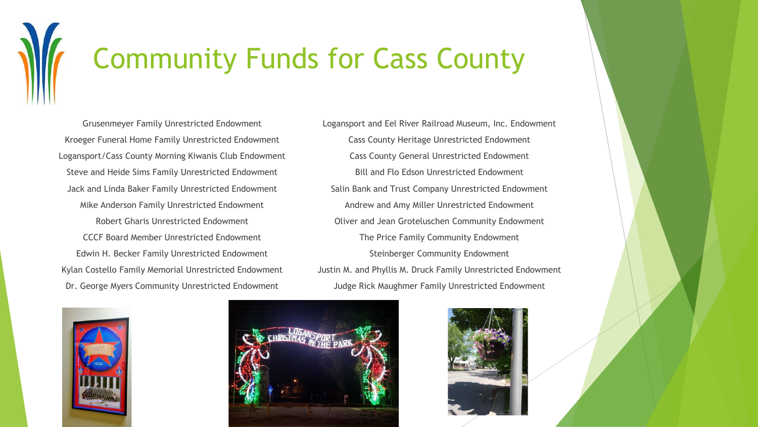# Community Funds for Cass County

Grusenmeyer Family Unrestricted Endowment
Kroeger Funeral Home Family Unrestricted Endowment
Logansport/Cass County Morning Kiwanis Club Endowment
Steve and Heide Sims Family Unrestricted Endowment
Jack and Linda Baker Family Unrestricted Endowment
Mike Anderson Family Unrestricted Endowment
Robert Gharis Unrestricted Endowment
CCCF Board Member Unrestricted Endowment
Edwin H. Becker Family Unrestricted Endowment
Kylan Costello Family Memorial Unrestricted Endowment
Dr. George Myers Community Unrestricted Endowment

Logansport and Eel River Railroad Museum, Inc. Endowment
Cass County Heritage Unrestricted Endowment
Cass County General Unrestricted Endowment
Bill and Flo Edson Unrestricted Endowment
Salin Bank and Trust Company Unrestricted Endowment
Andrew and Amy Miller Unrestricted Endowment
Oliver and Jean Groteluschen Community Endowment
The Price Family Community Endowment
Steinberger Community Endowment
Justin M. and Phyllis M. Druck Family Unrestricted Endowment
Judge Rick Maughmer Family Unrestricted Endowment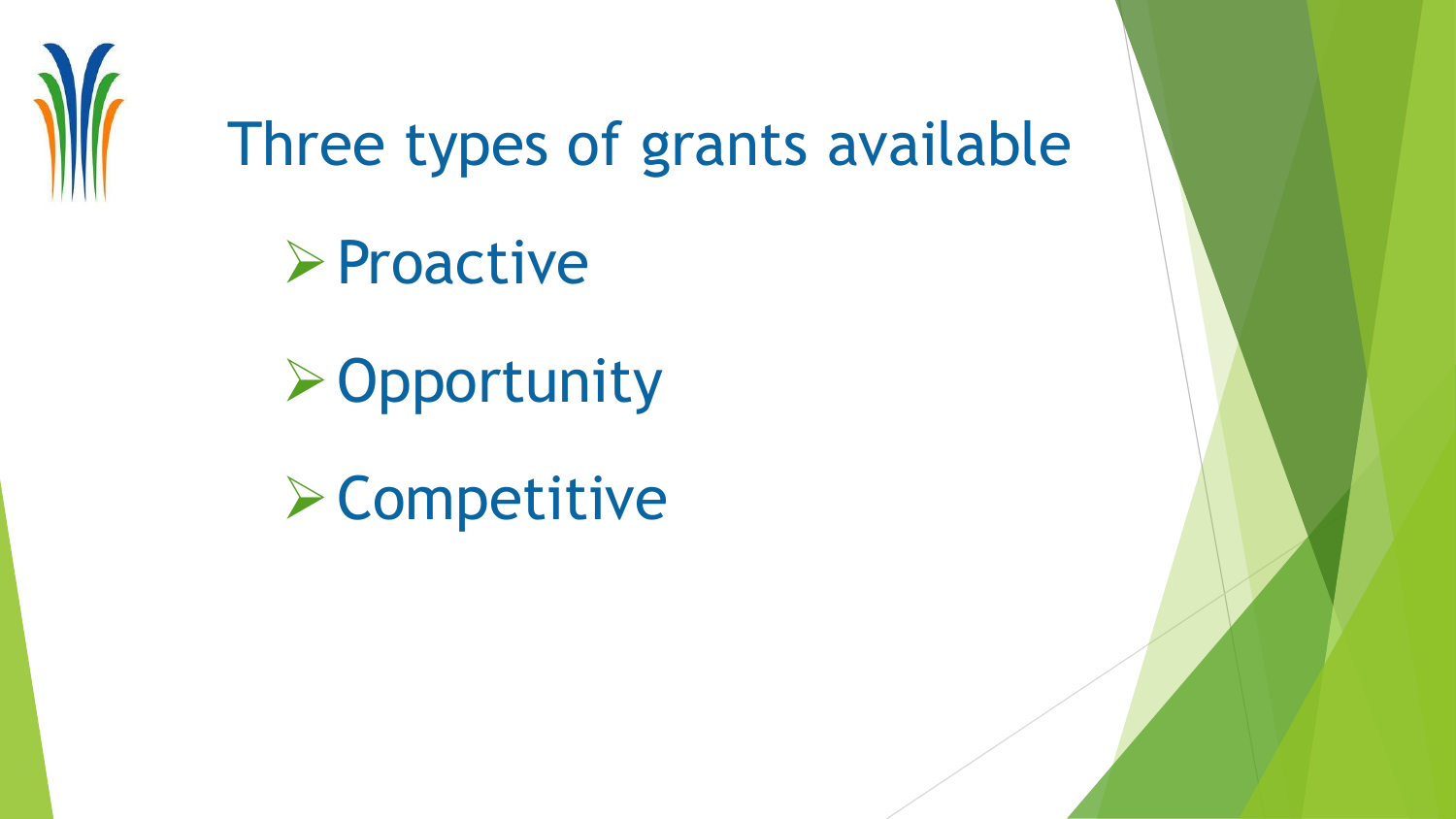# Three types of grants available

- Proactive
- Opportunity
- Competitive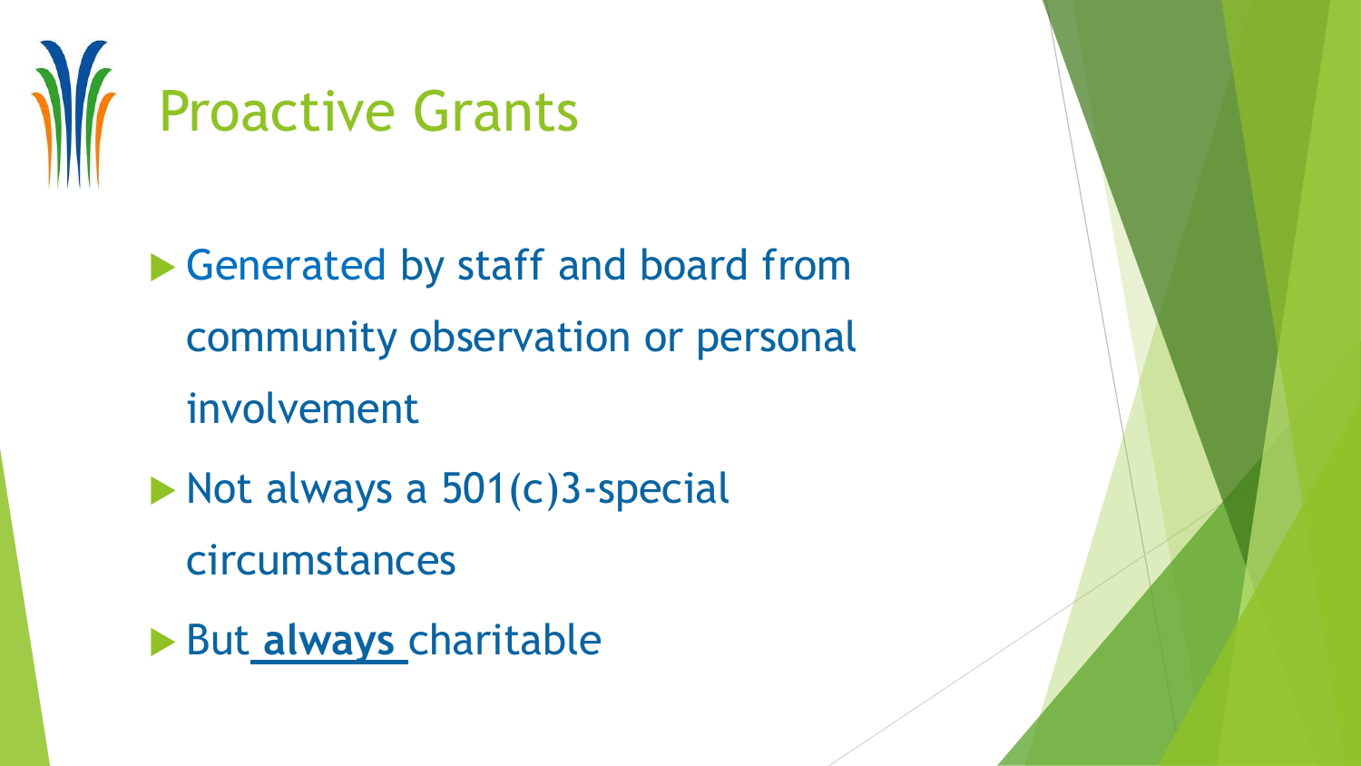# Proactive Grants

- Generated by staff and board from community observation or personal involvement
- Not always a 501(c)3-special circumstances
- But **always** charitable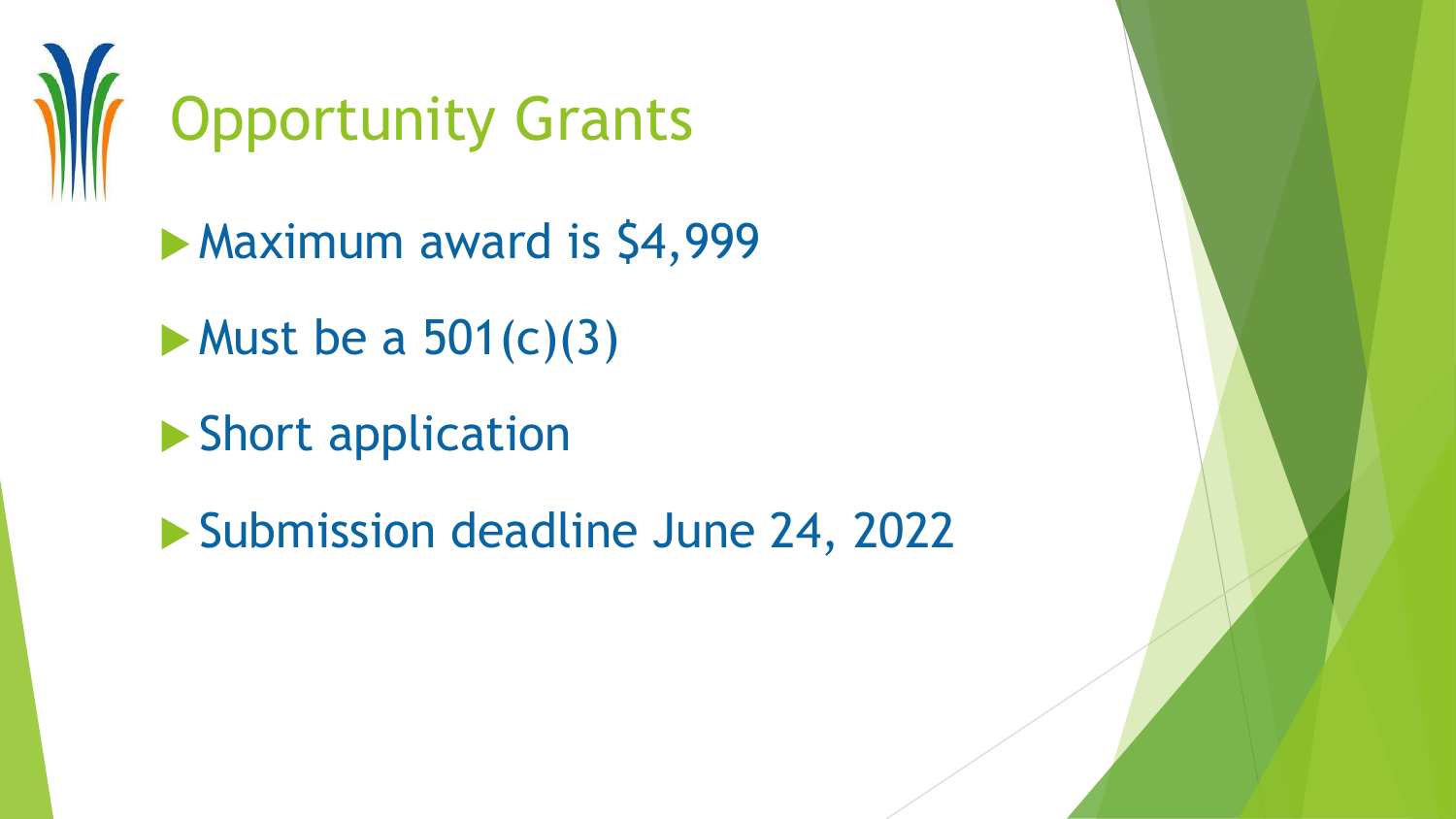# Opportunity Grants

- Maximum award is $4,999
- Must be a 501(c)(3)
- Short application
- Submission deadline June 24, 2022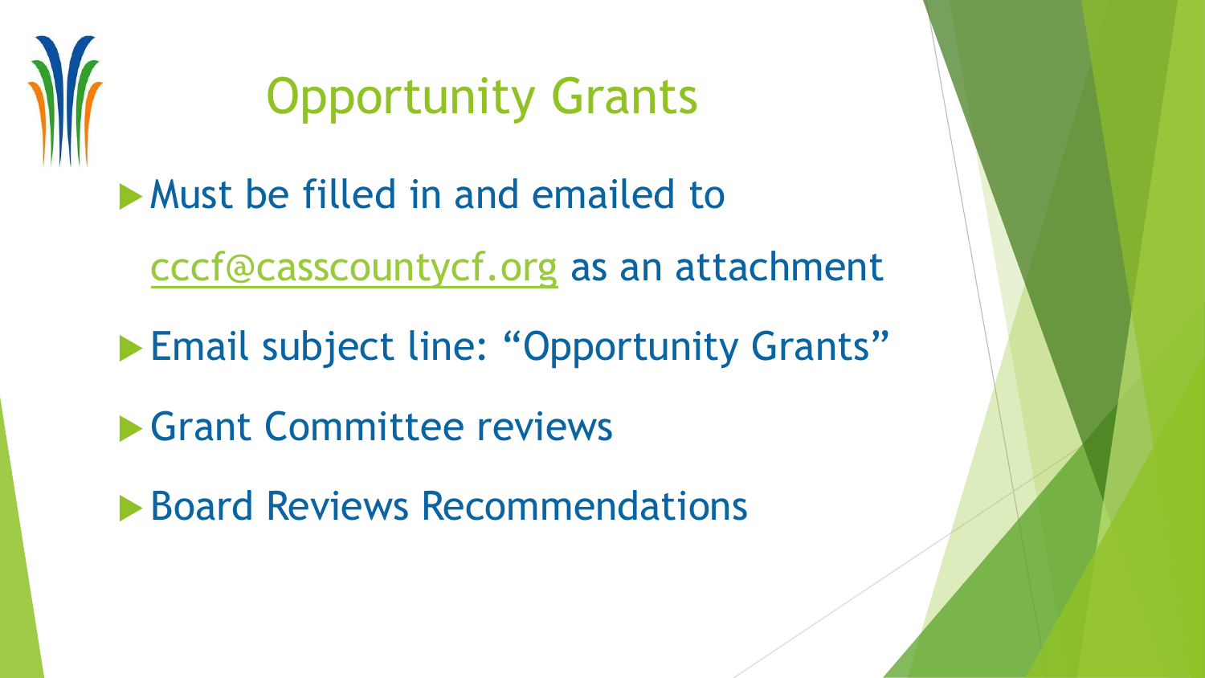# Opportunity Grants

- Must be filled in and emailed to cccf@casscountycf.org as an attachment
- Email subject line: “Opportunity Grants”
- Grant Committee reviews
- Board Reviews Recommendations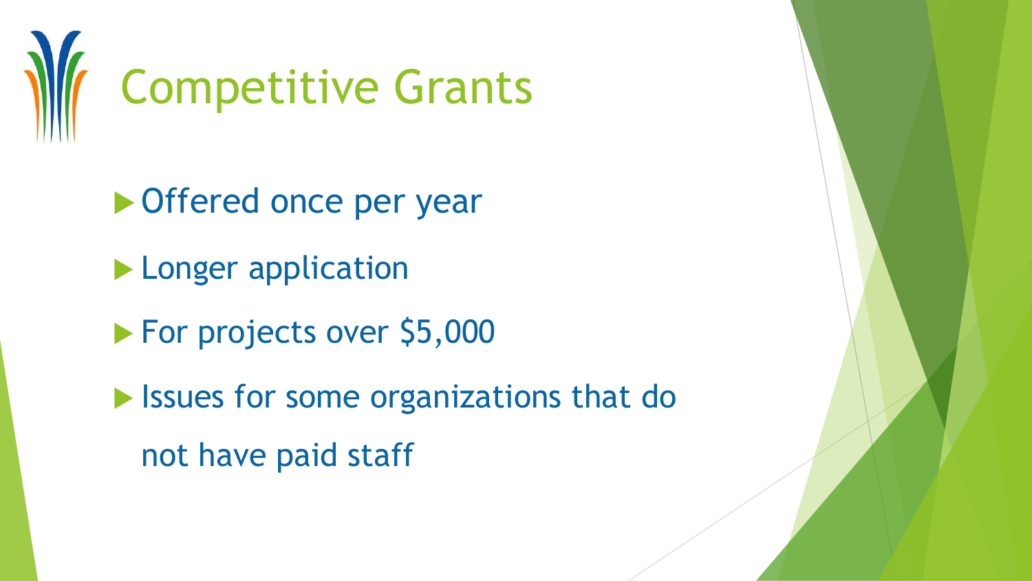# Competitive Grants

- Offered once per year
- Longer application
- For projects over $5,000
- Issues for some organizations that do not have paid staff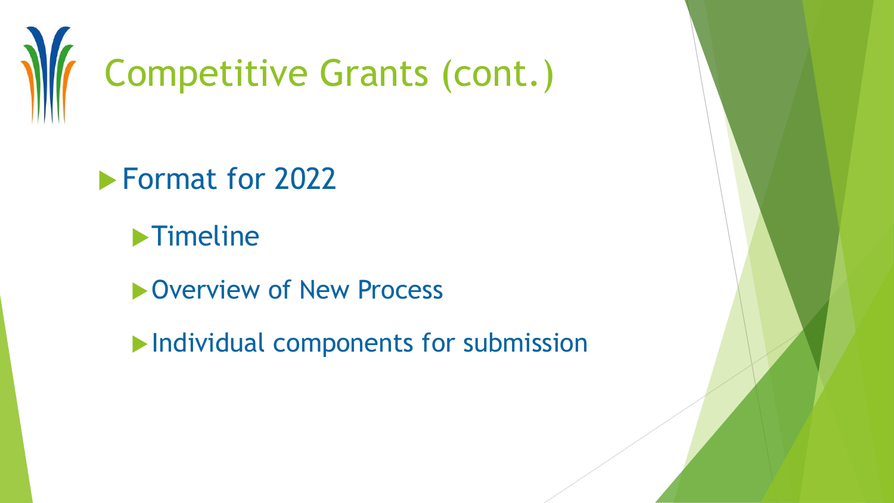# Competitive Grants (cont.)

- Format for 2022
  - Timeline
  - Overview of New Process
  - Individual components for submission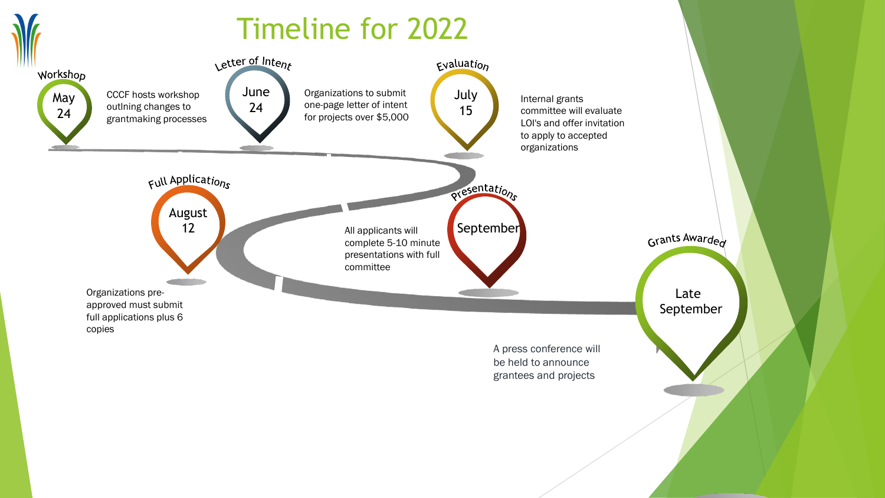# Timeline for 2022

**Workshop — May 24**

CCCF hosts workshop outlning changes to grantmaking processes

**Letter of Intent — June 24**

Organizations to submit one-page letter of intent for projects over $5,000

**Evaluation — July 15**

Internal grants committee will evaluate LOI's and offer invitation to apply to accepted organizations

**Full Applications — August 12**

Organizations pre-approved must submit full applications plus 6 copies

**Presentations — September**

All applicants will complete 5-10 minute presentations with full committee

**Grants Awarded — Late September**

A press conference will be held to announce grantees and projects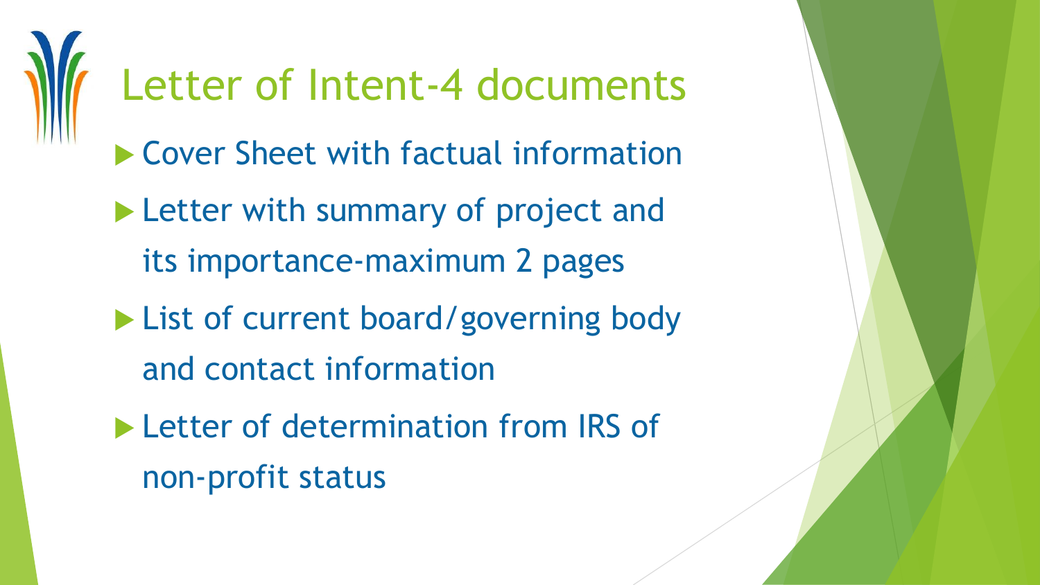# Letter of Intent-4 documents

- Cover Sheet with factual information
- Letter with summary of project and its importance-maximum 2 pages
- List of current board/governing body and contact information
- Letter of determination from IRS of non-profit status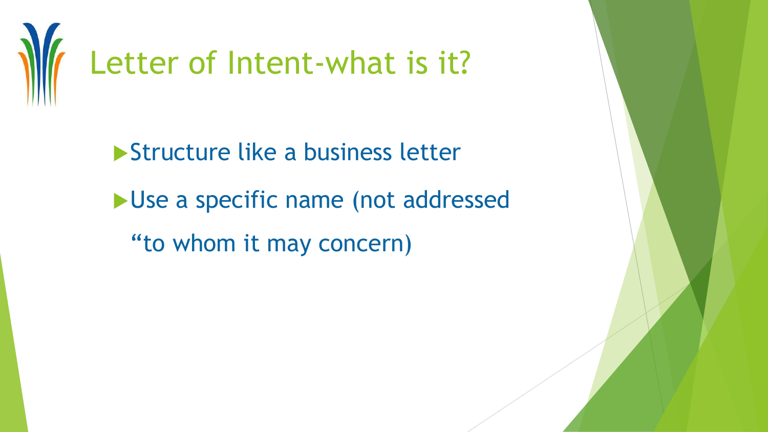# Letter of Intent-what is it?

- Structure like a business letter
- Use a specific name (not addressed "to whom it may concern)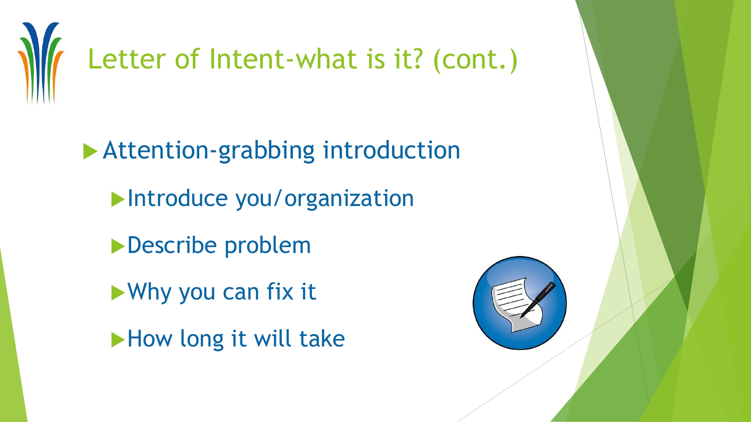# Letter of Intent-what is it? (cont.)

- Attention-grabbing introduction
  - Introduce you/organization
  - Describe problem
  - Why you can fix it
  - How long it will take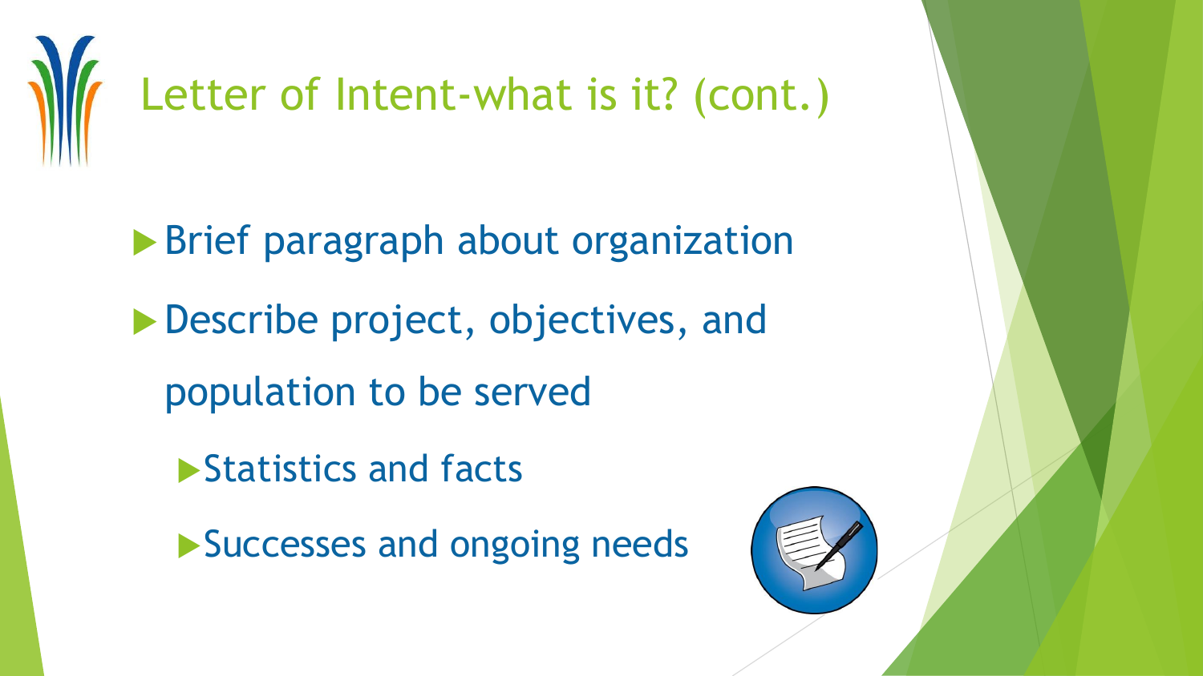# Letter of Intent-what is it? (cont.)

- Brief paragraph about organization
- Describe project, objectives, and population to be served
  - Statistics and facts
  - Successes and ongoing needs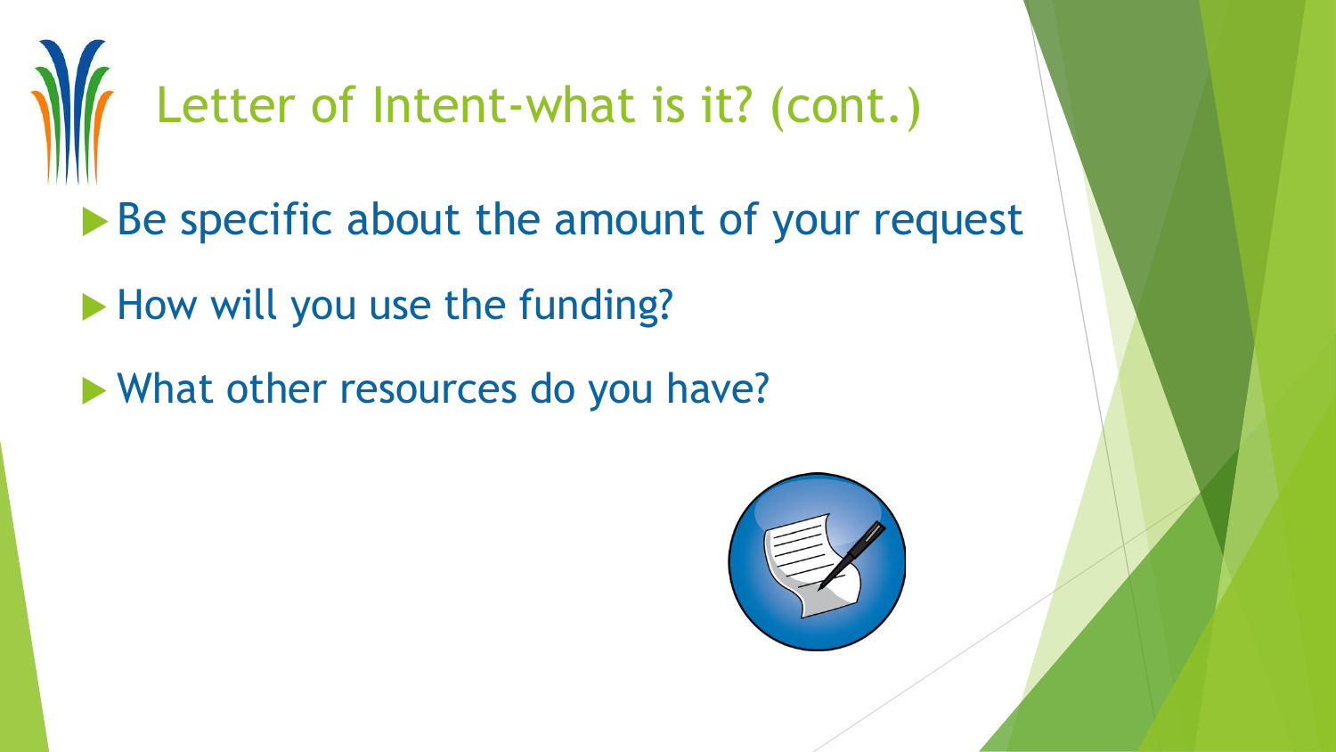# Letter of Intent-what is it? (cont.)

- Be specific about the amount of your request
- How will you use the funding?
- What other resources do you have?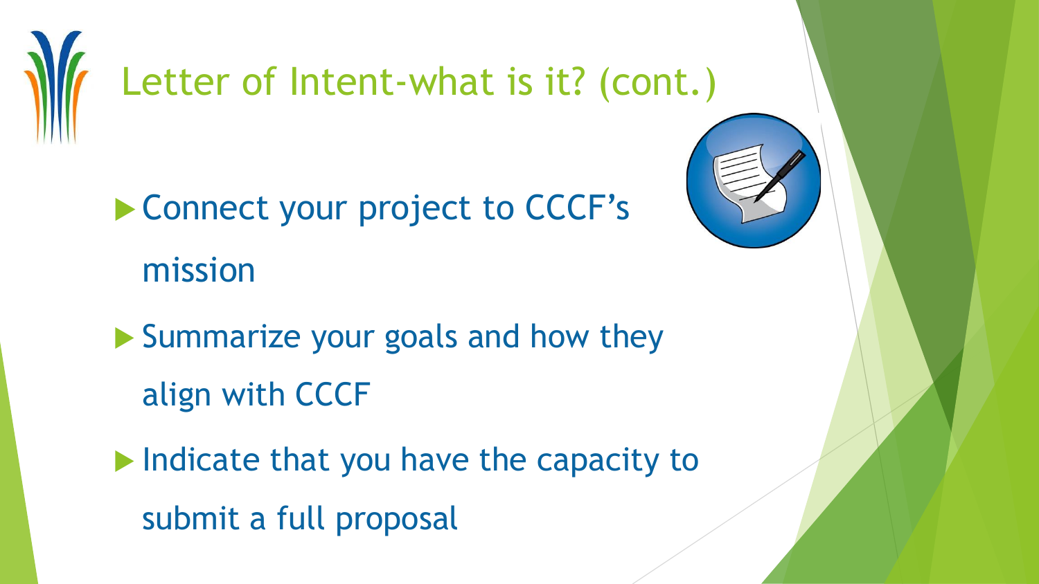# Letter of Intent-what is it? (cont.)

- Connect your project to CCCF's mission
- Summarize your goals and how they align with CCCF
- Indicate that you have the capacity to submit a full proposal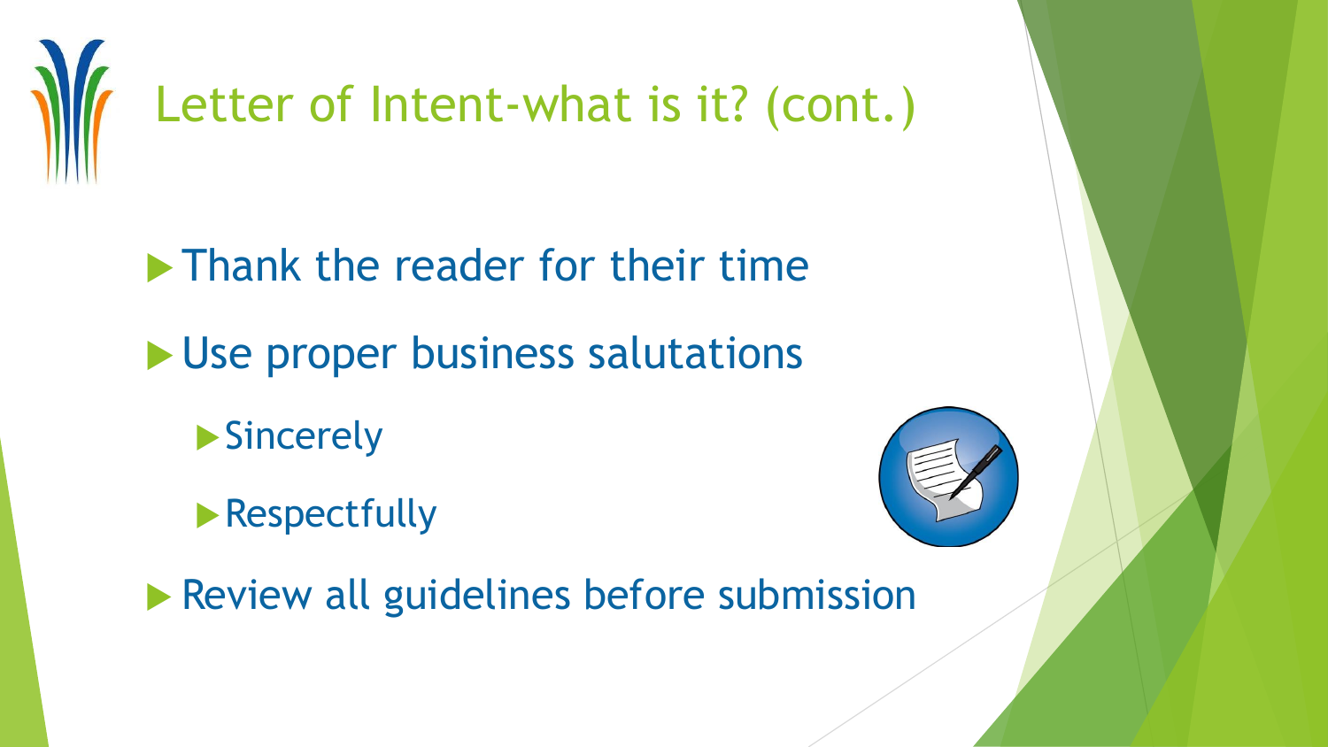# Letter of Intent-what is it? (cont.)

- Thank the reader for their time
- Use proper business salutations
  - Sincerely
  - Respectfully
- Review all guidelines before submission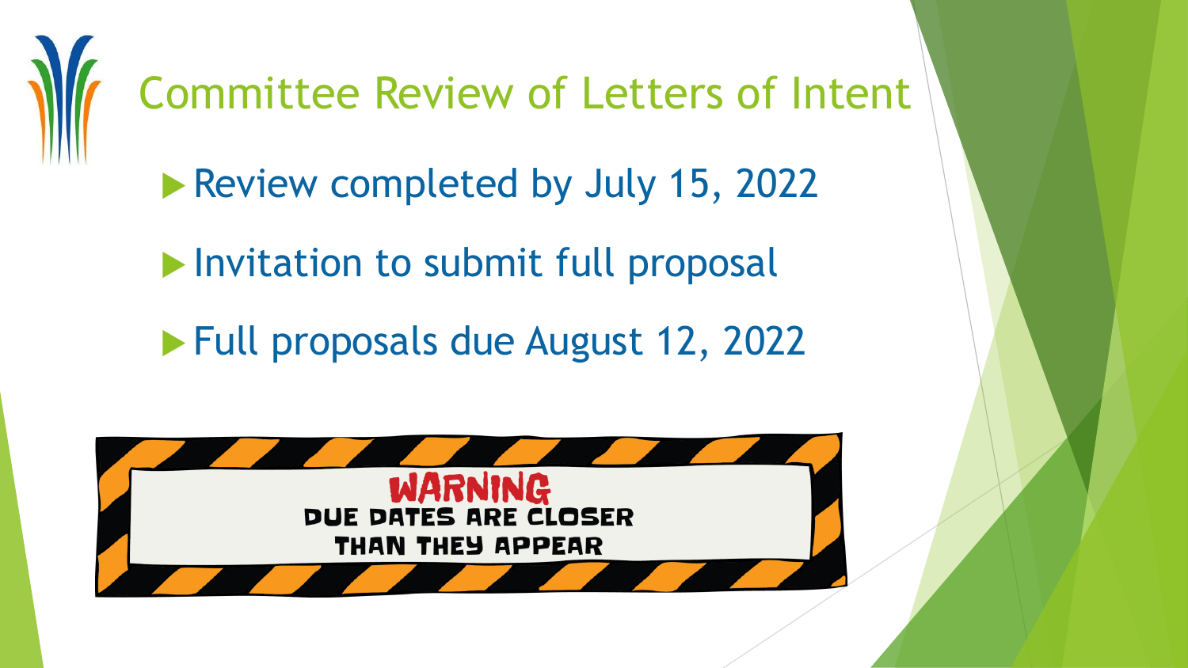# Committee Review of Letters of Intent

- Review completed by July 15, 2022
- Invitation to submit full proposal
- Full proposals due August 12, 2022

WARNING
DUE DATES ARE CLOSER THAN THEY APPEAR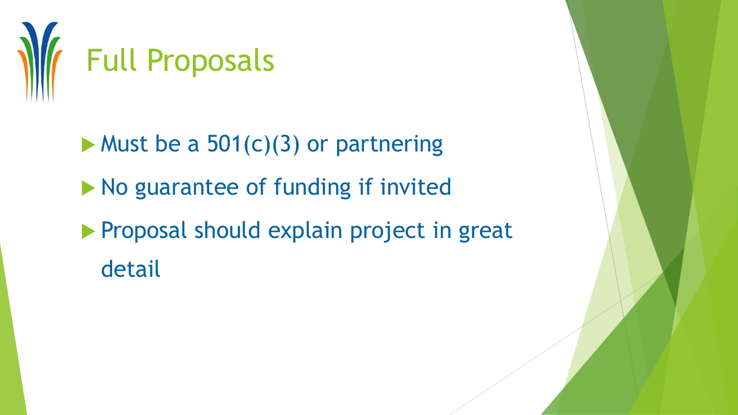# Full Proposals

- Must be a 501(c)(3) or partnering
- No guarantee of funding if invited
- Proposal should explain project in great detail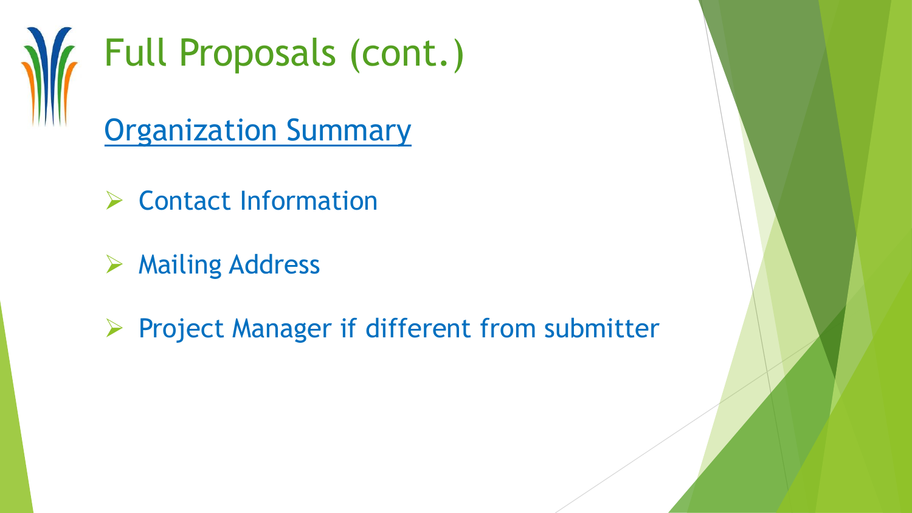# Full Proposals (cont.)

Organization Summary

- Contact Information
- Mailing Address
- Project Manager if different from submitter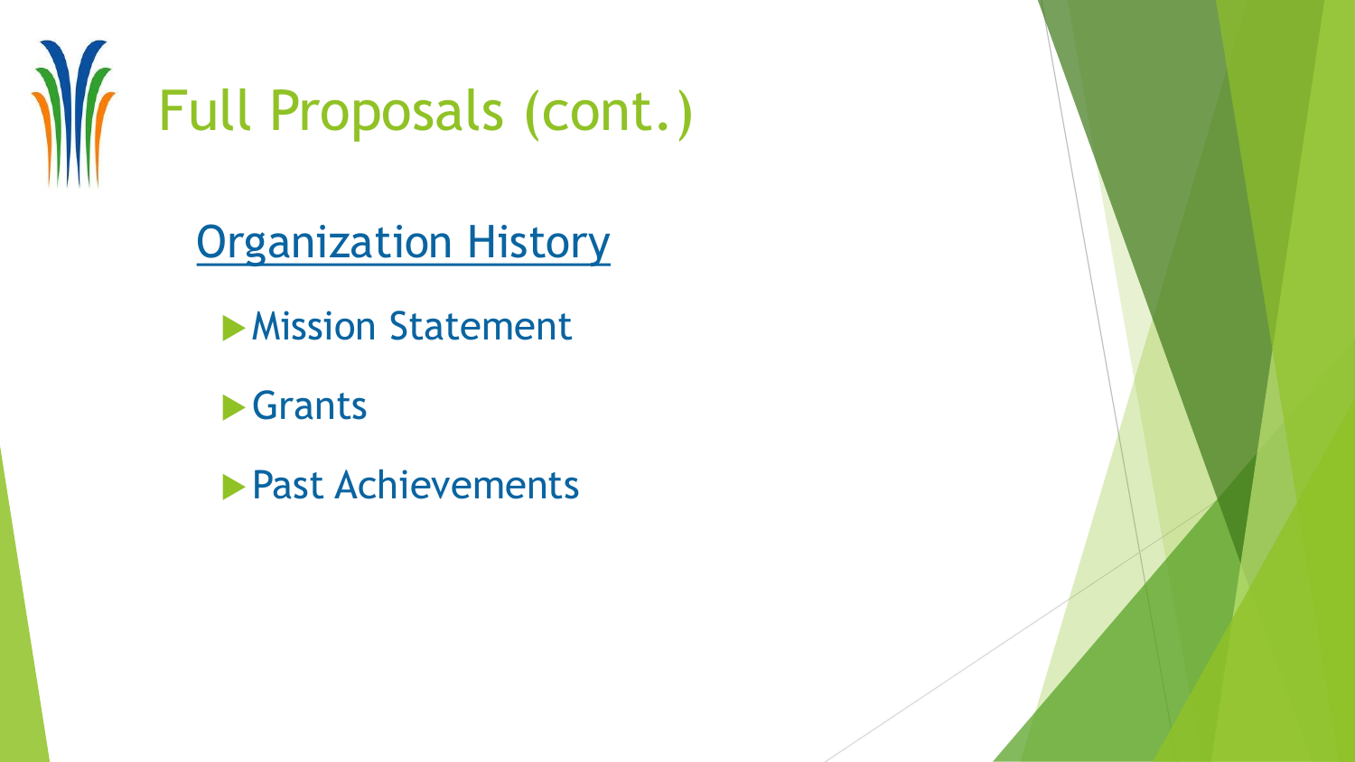# Full Proposals (cont.)

## Organization History

- Mission Statement
- Grants
- Past Achievements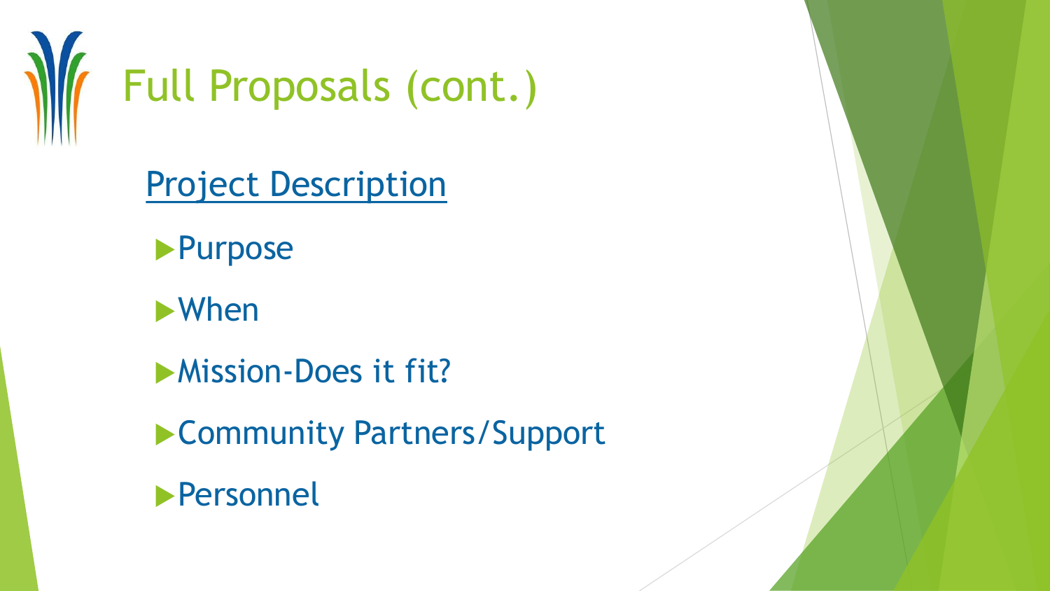# Full Proposals (cont.)

<u>Project Description</u>

- Purpose
- When
- Mission-Does it fit?
- Community Partners/Support
- Personnel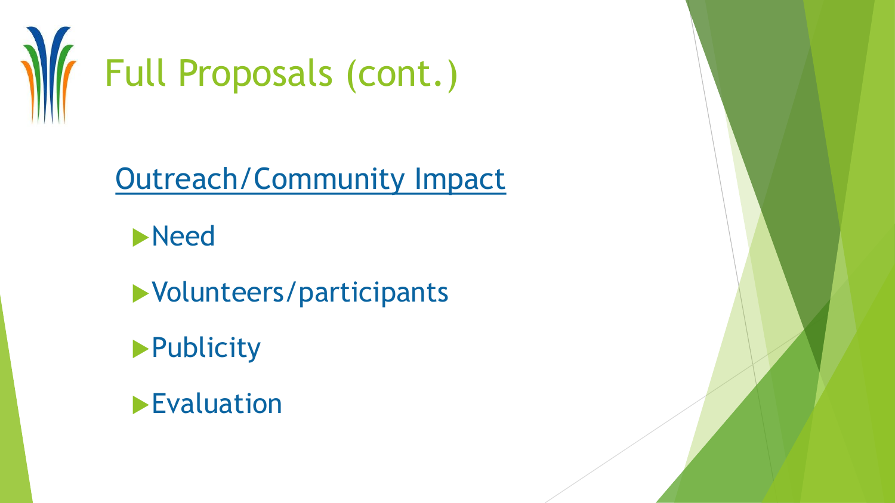# Full Proposals (cont.)

<u>Outreach/Community Impact</u>

- Need
- Volunteers/participants
- Publicity
- Evaluation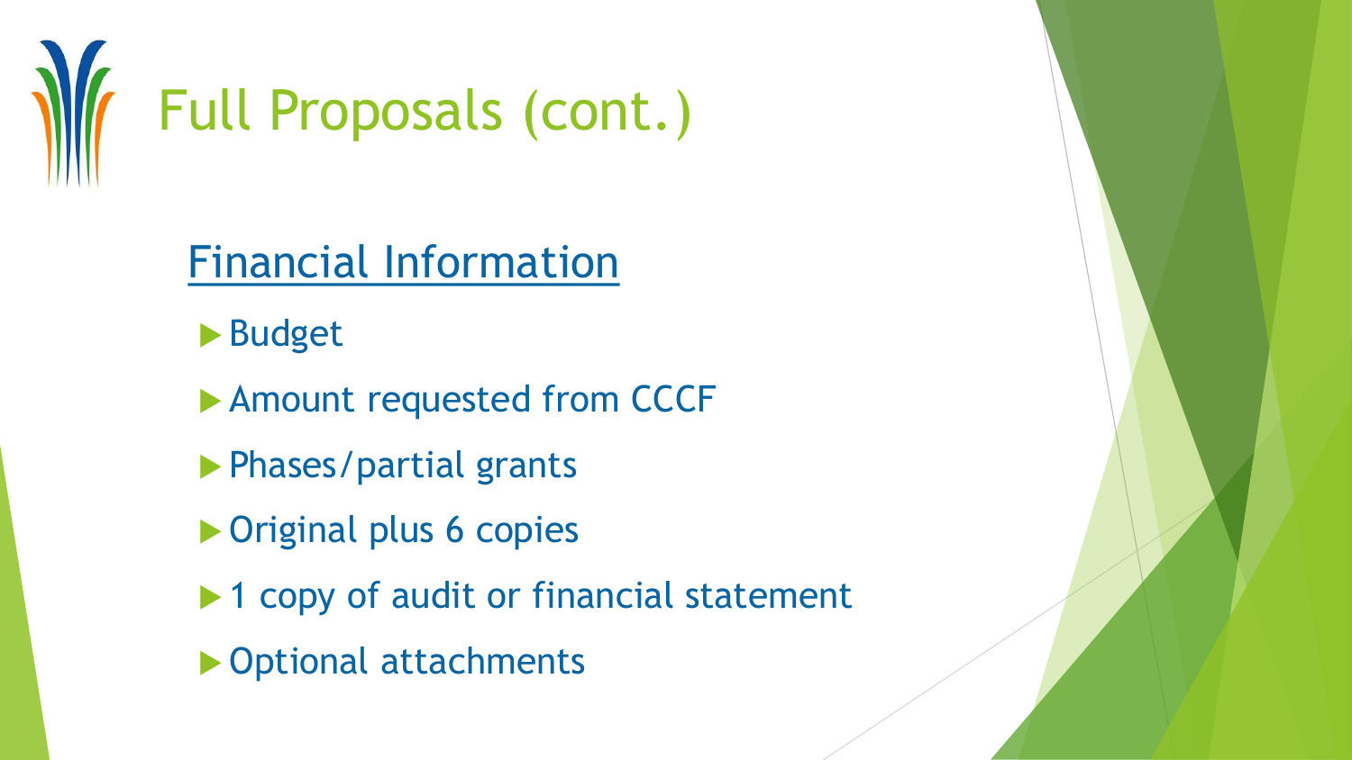# Full Proposals (cont.)

## Financial Information

- Budget
- Amount requested from CCCF
- Phases/partial grants
- Original plus 6 copies
- 1 copy of audit or financial statement
- Optional attachments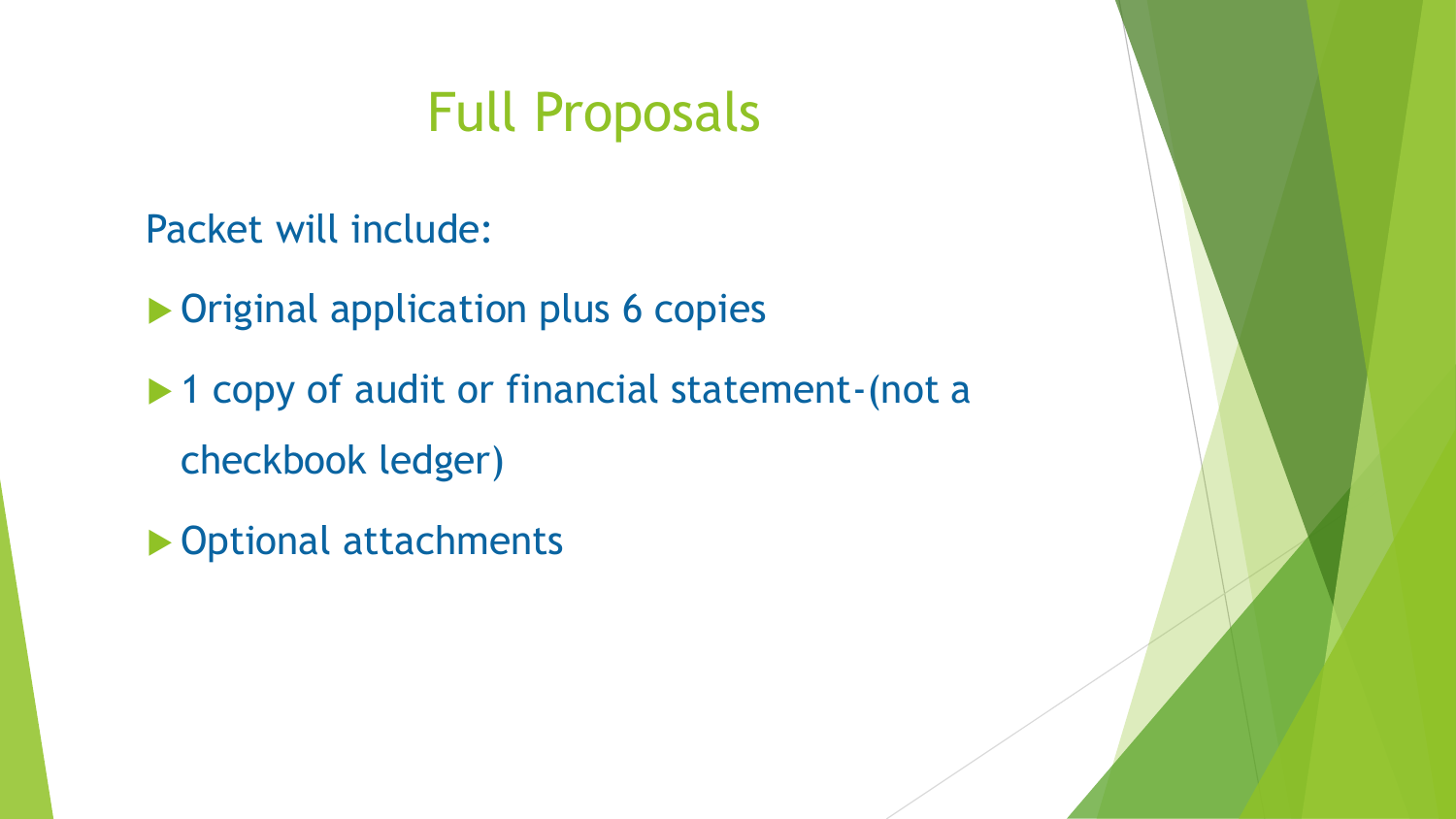# Full Proposals

Packet will include:

- Original application plus 6 copies
- 1 copy of audit or financial statement-(not a checkbook ledger)
- Optional attachments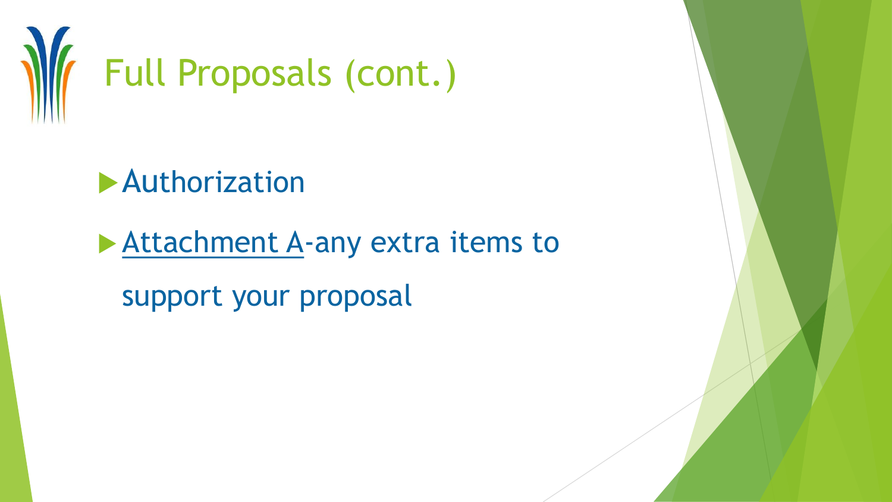# Full Proposals (cont.)

- Authorization
- Attachment A-any extra items to support your proposal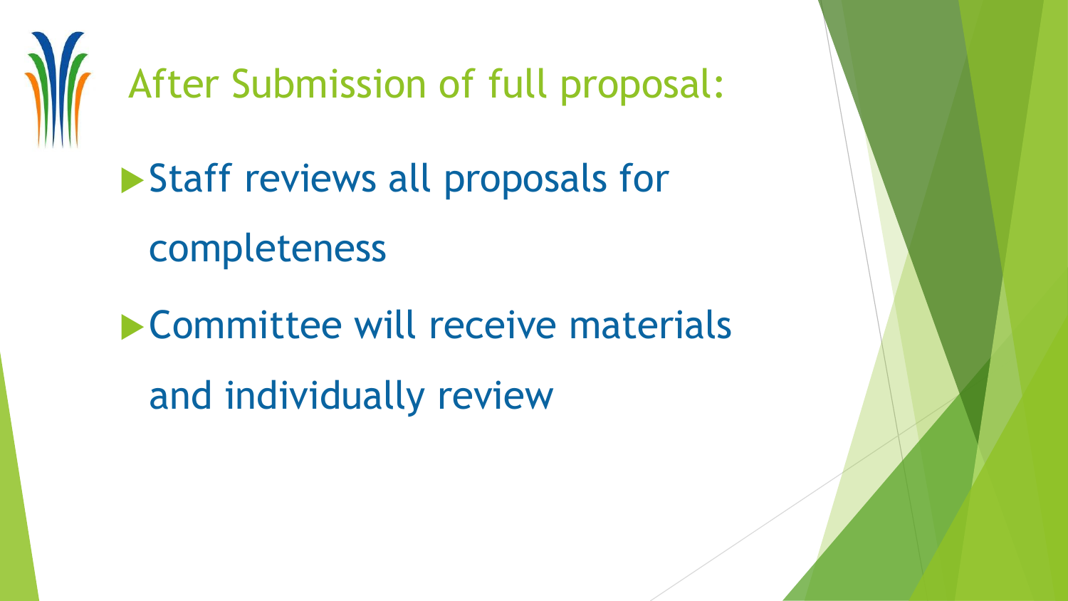# After Submission of full proposal:

- Staff reviews all proposals for completeness
- Committee will receive materials and individually review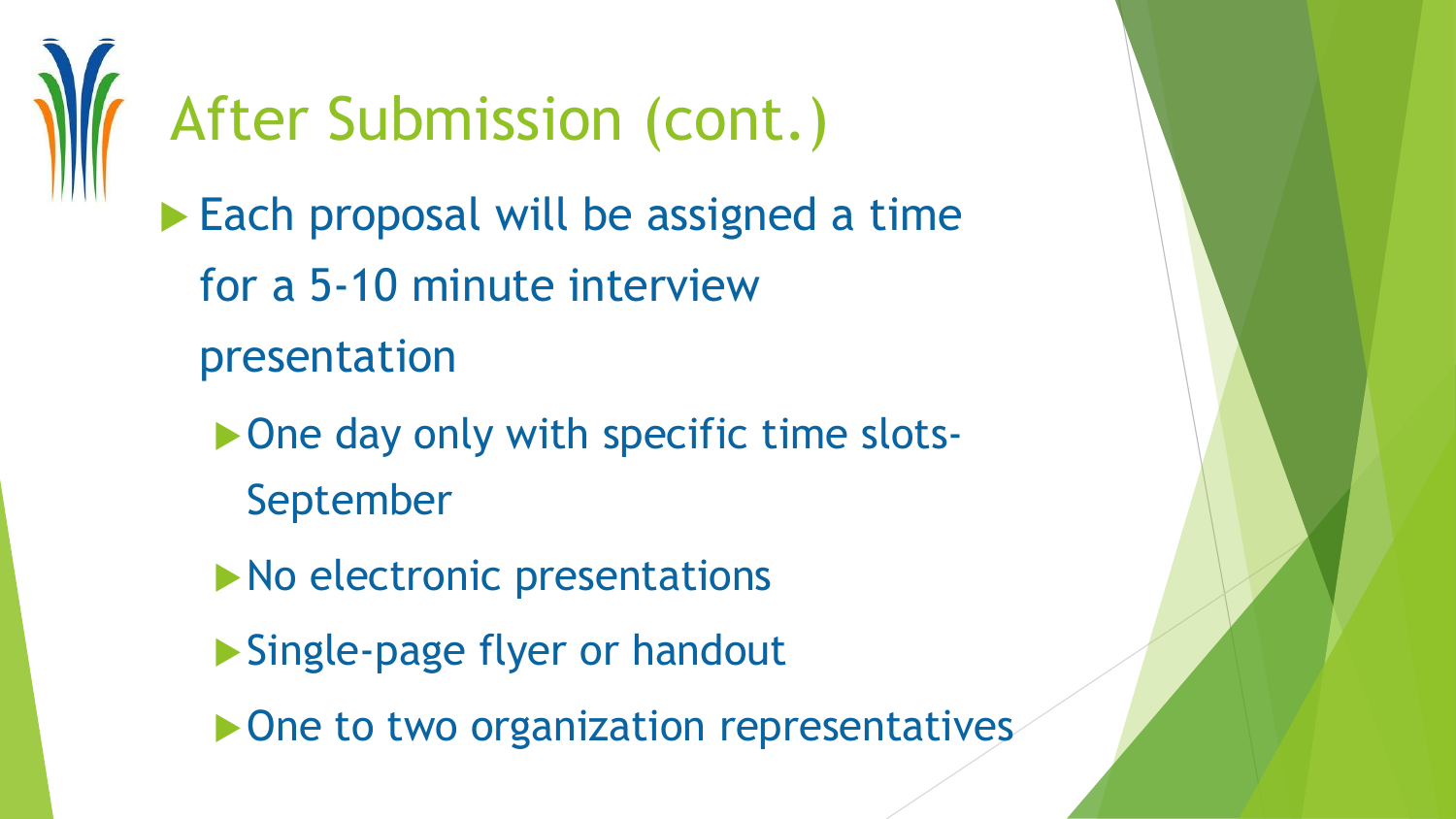# After Submission (cont.)

- Each proposal will be assigned a time for a 5-10 minute interview presentation
  - One day only with specific time slots- September
  - No electronic presentations
  - Single-page flyer or handout
  - One to two organization representatives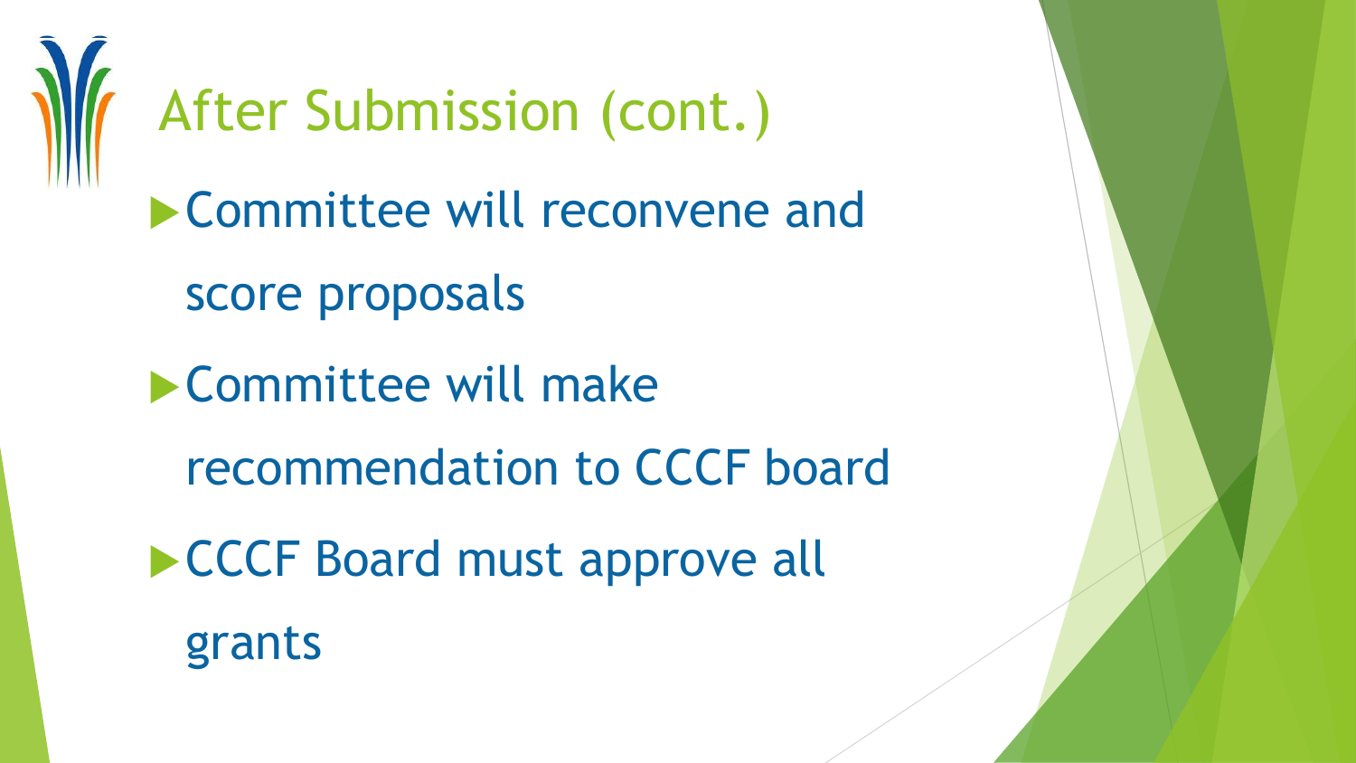# After Submission (cont.)

- Committee will reconvene and score proposals
- Committee will make recommendation to CCCF board
- CCCF Board must approve all grants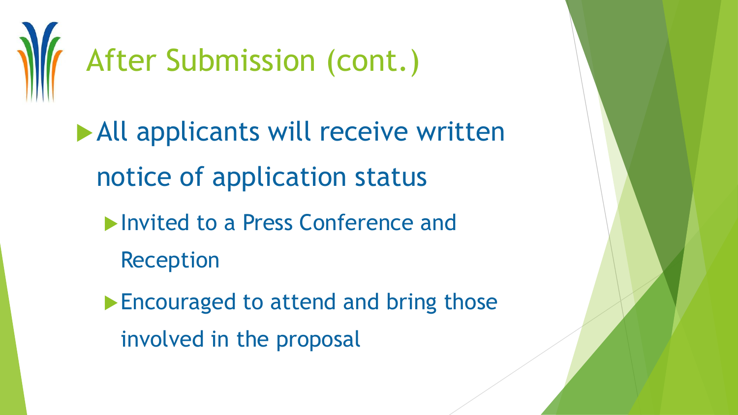# After Submission (cont.)

- All applicants will receive written notice of application status
  - Invited to a Press Conference and Reception
  - Encouraged to attend and bring those involved in the proposal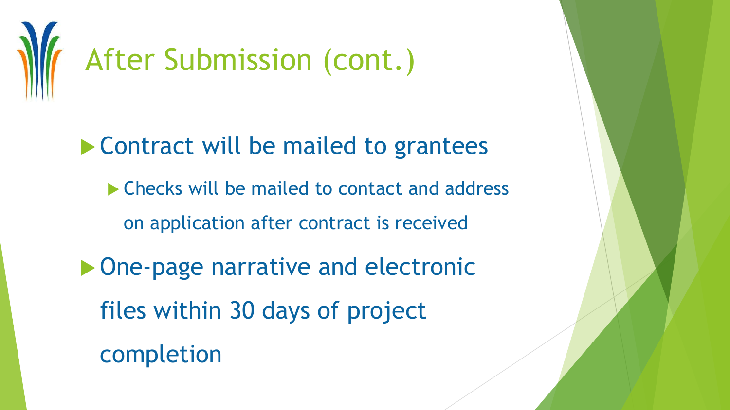# After Submission (cont.)

- Contract will be mailed to grantees
  - Checks will be mailed to contact and address on application after contract is received
- One-page narrative and electronic files within 30 days of project completion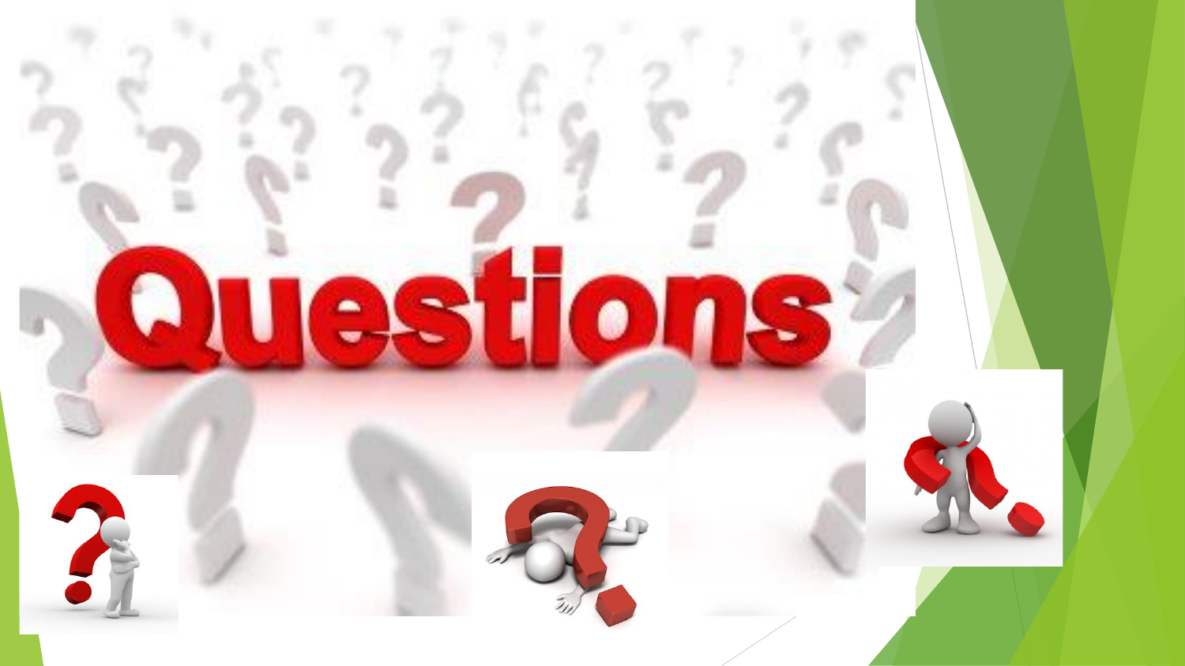Questions